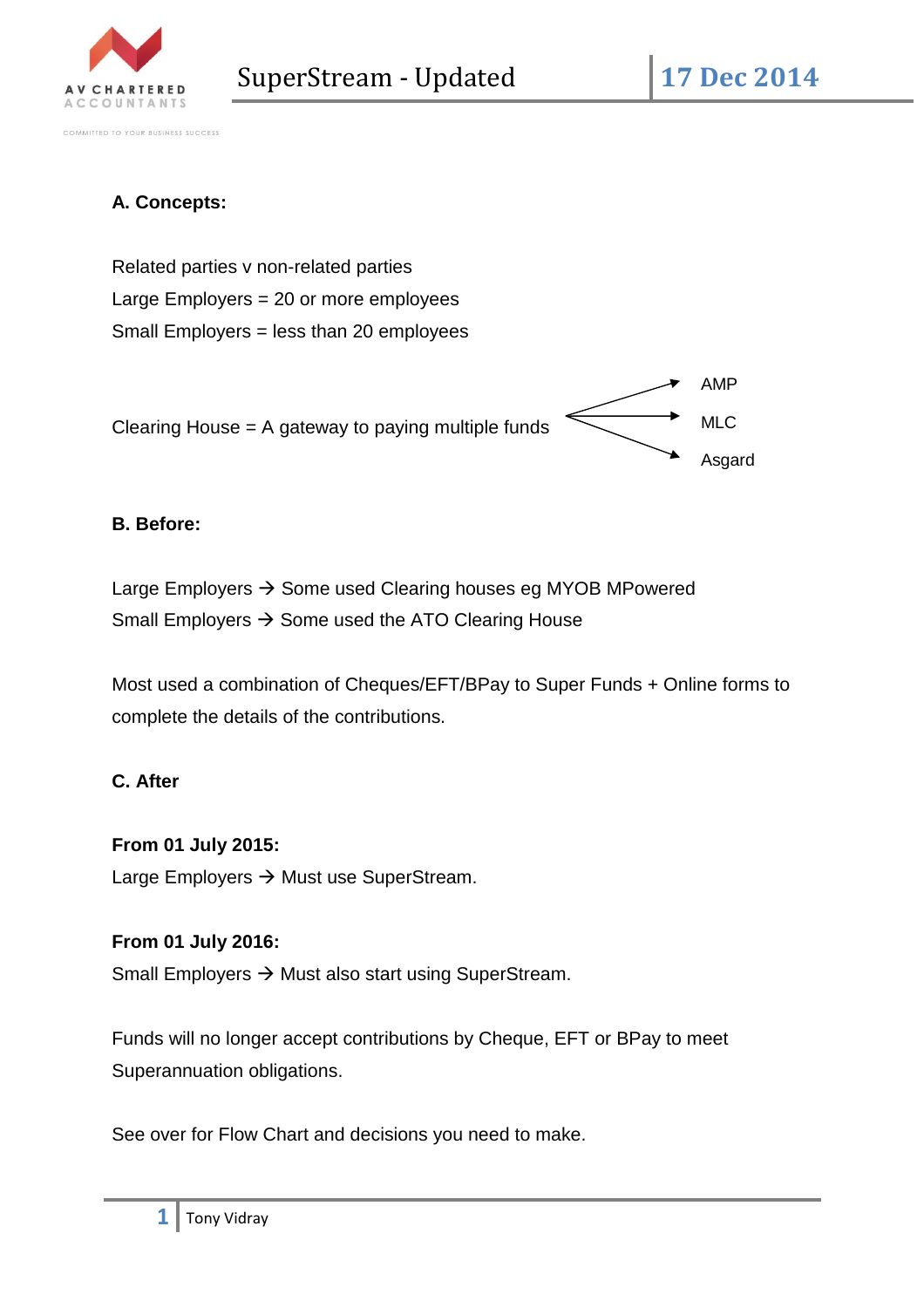# SuperStream - Updated

17 Dec 2014

**A. Concepts:**

Related parties v non-related parties

Large Employers = 20 or more employees

Small Employers = less than 20 employees

Clearing House = A gateway to paying multiple funds → AMP, MLC, Asgard

**B. Before:**

Large Employers → Some used Clearing houses eg MYOB MPowered

Small Employers → Some used the ATO Clearing House

Most used a combination of Cheques/EFT/BPay to Super Funds + Online forms to complete the details of the contributions.

**C. After**

**From 01 July 2015:**

Large Employers → Must use SuperStream.

**From 01 July 2016:**

Small Employers → Must also start using SuperStream.

Funds will no longer accept contributions by Cheque, EFT or BPay to meet Superannuation obligations.

See over for Flow Chart and decisions you need to make.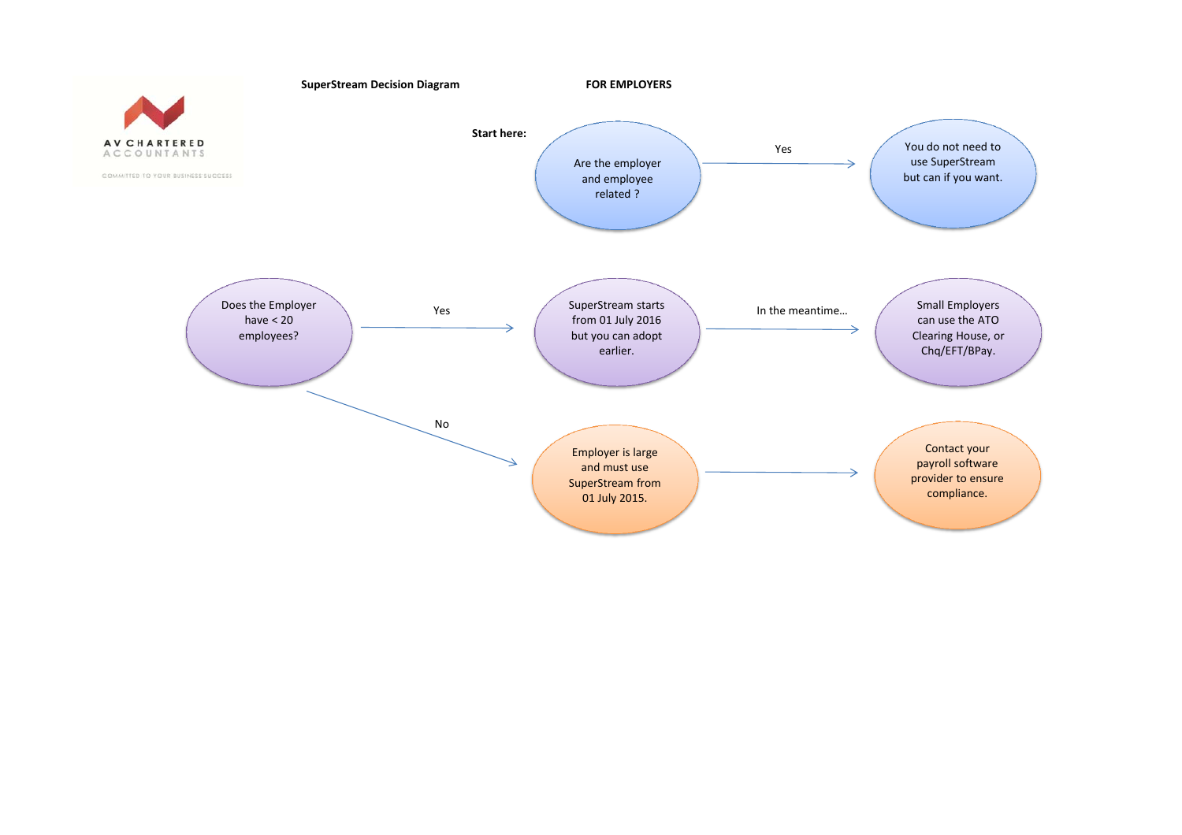**SuperStream Decision Diagram** **FOR EMPLOYERS**

**Start here:**

Are the employer and employee related ?

→ Yes → You do not need to use SuperStream but can if you want.

Does the Employer have < 20 employees?

→ Yes → SuperStream starts from 01 July 2016 but you can adopt earlier.

→ In the meantime… → Small Employers can use the ATO Clearing House, or Chq/EFT/BPay.

→ No → Employer is large and must use SuperStream from 01 July 2015.

→ Contact your payroll software provider to ensure compliance.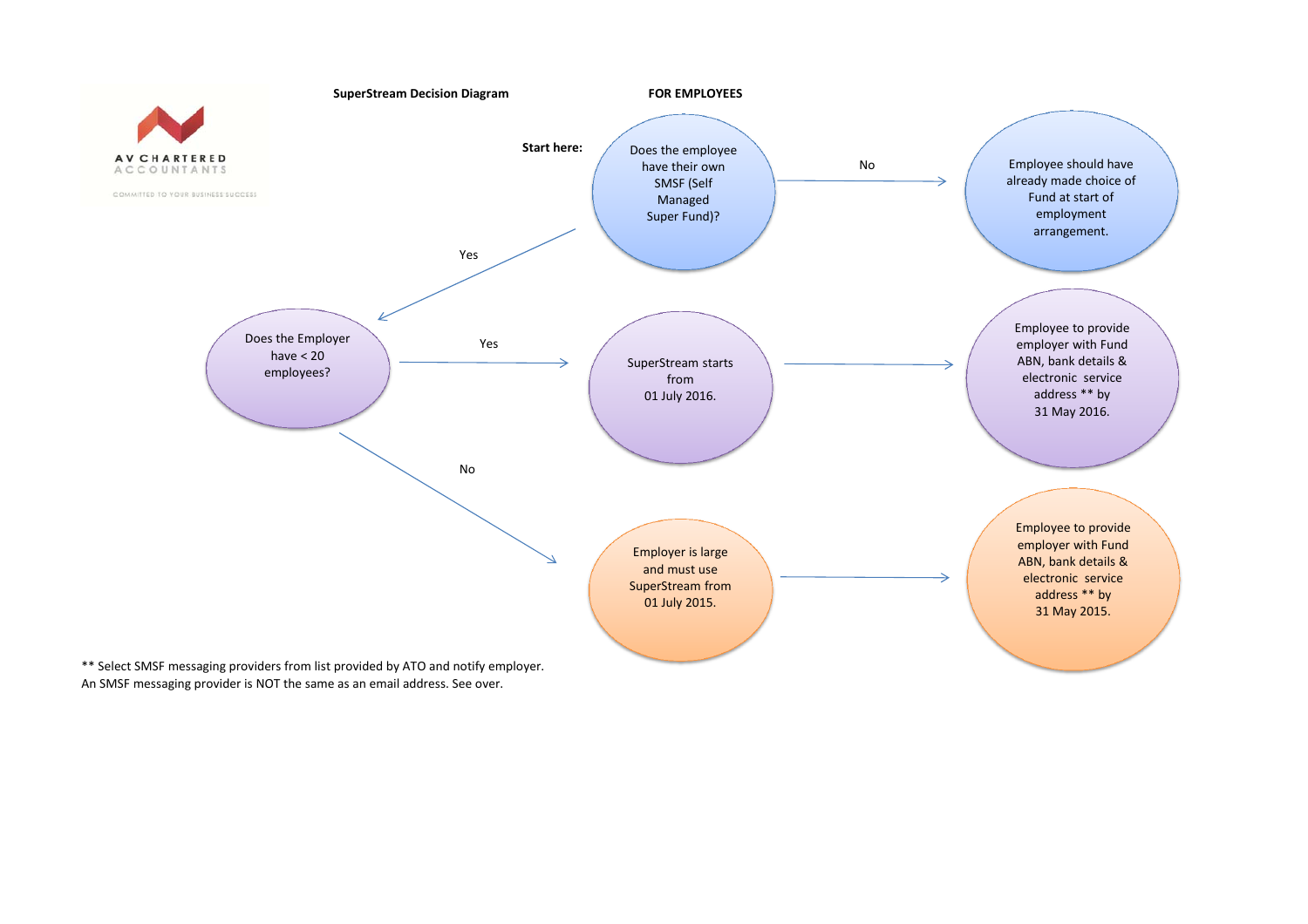**AV CHARTERED ACCOUNTANTS**

COMMITTED TO YOUR BUSINESS SUCCESS

**SuperStream Decision Diagram** **FOR EMPLOYEES**

**Start here:**

Does the employee have their own SMSF (Self Managed Super Fund)?

- **No** → Employee should have already made choice of Fund at start of employment arrangement.
- **Yes** → Does the Employer have < 20 employees?
  - **Yes** → SuperStream starts from 01 July 2016. → Employee to provide employer with Fund ABN, bank details & electronic service address ** by 31 May 2016.
  - **No** → Employer is large and must use SuperStream from 01 July 2015. → Employee to provide employer with Fund ABN, bank details & electronic service address ** by 31 May 2015.

** Select SMSF messaging providers from list provided by ATO and notify employer.
An SMSF messaging provider is NOT the same as an email address. See over.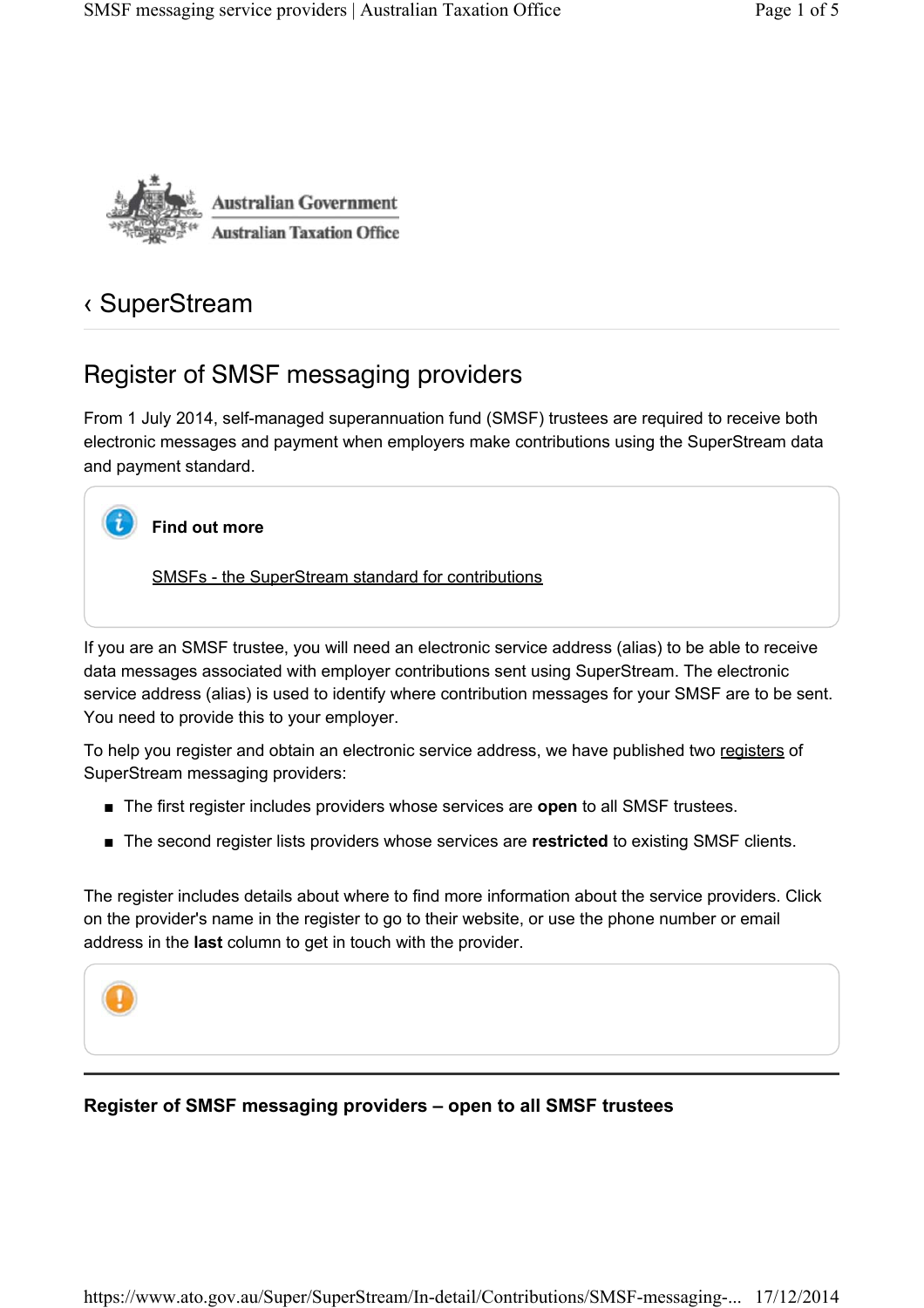‹ SuperStream

# Register of SMSF messaging providers

From 1 July 2014, self-managed superannuation fund (SMSF) trustees are required to receive both electronic messages and payment when employers make contributions using the SuperStream data and payment standard.

**Find out more**

SMSFs - the SuperStream standard for contributions

If you are an SMSF trustee, you will need an electronic service address (alias) to be able to receive data messages associated with employer contributions sent using SuperStream. The electronic service address (alias) is used to identify where contribution messages for your SMSF are to be sent. You need to provide this to your employer.

To help you register and obtain an electronic service address, we have published two registers of SuperStream messaging providers:

- The first register includes providers whose services are **open** to all SMSF trustees.
- The second register lists providers whose services are **restricted** to existing SMSF clients.

The register includes details about where to find more information about the service providers. Click on the provider's name in the register to go to their website, or use the phone number or email address in the **last** column to get in touch with the provider.

## Register of SMSF messaging providers – open to all SMSF trustees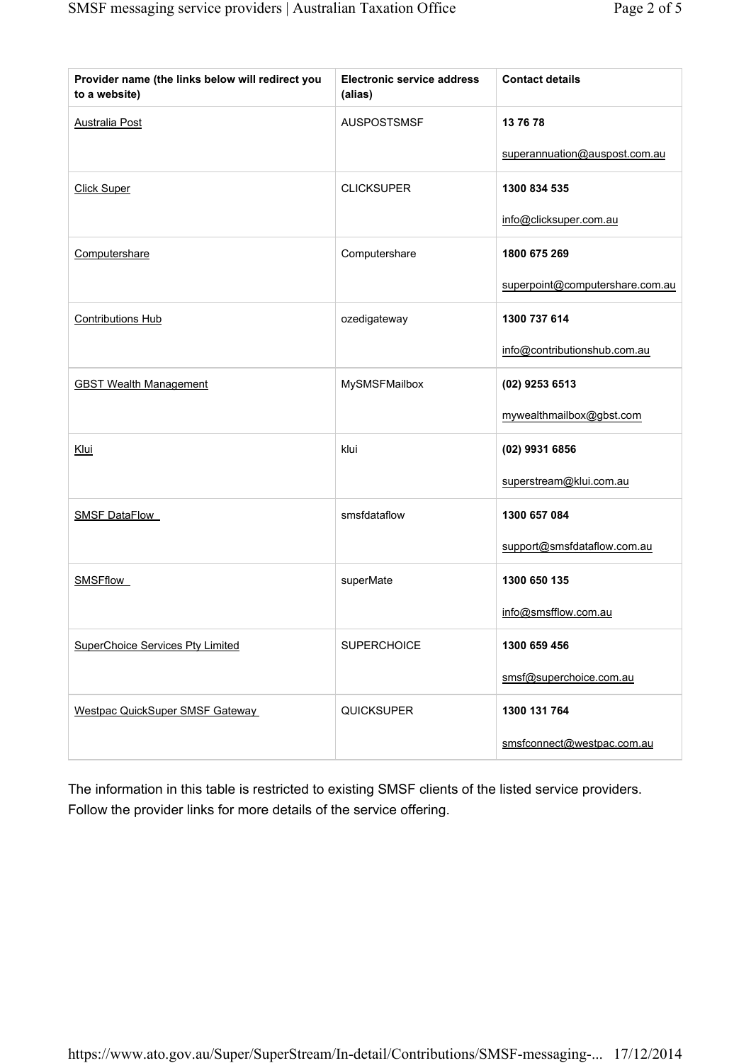| Provider name (the links below will redirect you to a website) | Electronic service address (alias) | Contact details |
|---|---|---|
| Australia Post | AUSPOSTSMSF | **13 76 78**<br><br>superannuation@auspost.com.au |
| Click Super | CLICKSUPER | **1300 834 535**<br><br>info@clicksuper.com.au |
| Computershare | Computershare | **1800 675 269**<br><br>superpoint@computershare.com.au |
| Contributions Hub | ozedigateway | **1300 737 614**<br><br>info@contributionshub.com.au |
| GBST Wealth Management | MySMSFMailbox | **(02) 9253 6513**<br><br>mywealthmailbox@gbst.com |
| Klui | klui | **(02) 9931 6856**<br><br>superstream@klui.com.au |
| SMSF DataFlow | smsfdataflow | **1300 657 084**<br><br>support@smsfdataflow.com.au |
| SMSFflow | superMate | **1300 650 135**<br><br>info@smsfflow.com.au |
| SuperChoice Services Pty Limited | SUPERCHOICE | **1300 659 456**<br><br>smsf@superchoice.com.au |
| Westpac QuickSuper SMSF Gateway | QUICKSUPER | **1300 131 764**<br><br>smsfconnect@westpac.com.au |

The information in this table is restricted to existing SMSF clients of the listed service providers. Follow the provider links for more details of the service offering.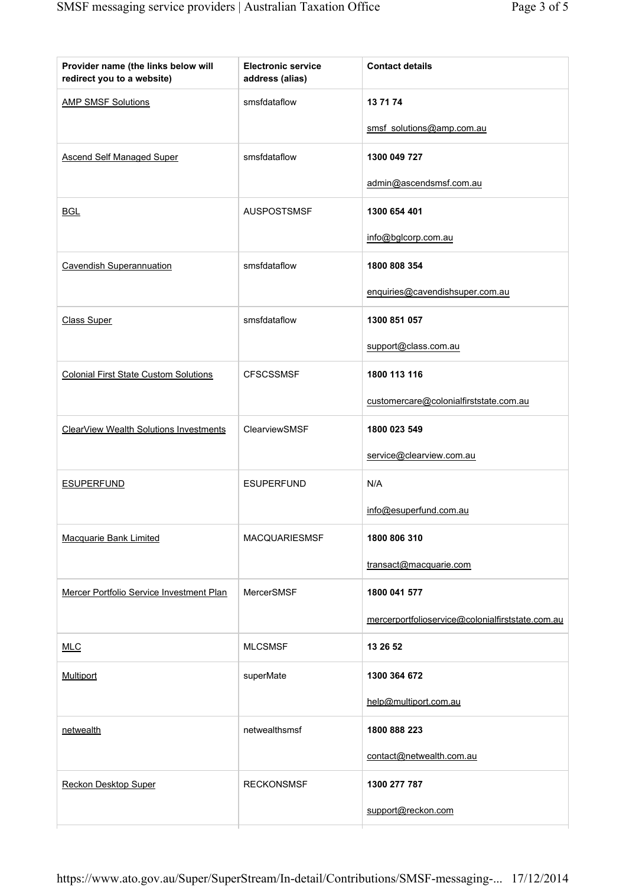| Provider name (the links below will redirect you to a website) | Electronic service address (alias) | Contact details |
|---|---|---|
| AMP SMSF Solutions | smsfdataflow | **13 71 74**<br>smsf_solutions@amp.com.au |
| Ascend Self Managed Super | smsfdataflow | **1300 049 727**<br>admin@ascendsmsf.com.au |
| BGL | AUSPOSTSMSF | **1300 654 401**<br>info@bglcorp.com.au |
| Cavendish Superannuation | smsfdataflow | **1800 808 354**<br>enquiries@cavendishsuper.com.au |
| Class Super | smsfdataflow | **1300 851 057**<br>support@class.com.au |
| Colonial First State Custom Solutions | CFSCSSMSF | **1800 113 116**<br>customercare@colonialfirststate.com.au |
| ClearView Wealth Solutions Investments | ClearviewSMSF | **1800 023 549**<br>service@clearview.com.au |
| ESUPERFUND | ESUPERFUND | N/A<br>info@esuperfund.com.au |
| Macquarie Bank Limited | MACQUARIESMSF | **1800 806 310**<br>transact@macquarie.com |
| Mercer Portfolio Service Investment Plan | MercerSMSF | **1800 041 577**<br>mercerportfolioservice@colonialfirststate.com.au |
| MLC | MLCSMSF | **13 26 52** |
| Multiport | superMate | **1300 364 672**<br>help@multiport.com.au |
| netwealth | netwealthsmsf | **1800 888 223**<br>contact@netwealth.com.au |
| Reckon Desktop Super | RECKONSMSF | **1300 277 787**<br>support@reckon.com |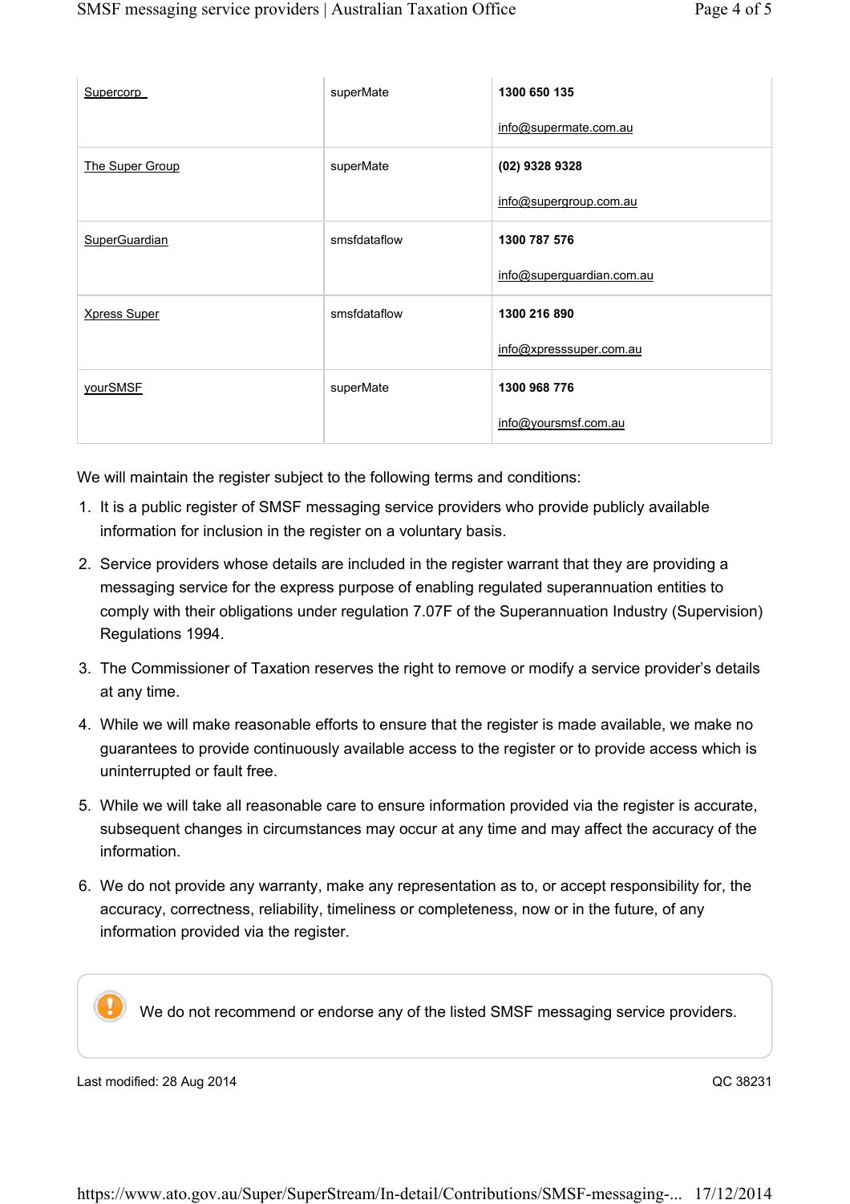| | | |
|---|---|---|
| Supercorp | superMate | **1300 650 135**<br><br>info@supermate.com.au |
| The Super Group | superMate | **(02) 9328 9328**<br><br>info@supergroup.com.au |
| SuperGuardian | smsfdataflow | **1300 787 576**<br><br>info@superguardian.com.au |
| Xpress Super | smsfdataflow | **1300 216 890**<br><br>info@xpresssuper.com.au |
| yourSMSF | superMate | **1300 968 776**<br><br>info@yoursmsf.com.au |

We will maintain the register subject to the following terms and conditions:

1. It is a public register of SMSF messaging service providers who provide publicly available information for inclusion in the register on a voluntary basis.
2. Service providers whose details are included in the register warrant that they are providing a messaging service for the express purpose of enabling regulated superannuation entities to comply with their obligations under regulation 7.07F of the Superannuation Industry (Supervision) Regulations 1994.
3. The Commissioner of Taxation reserves the right to remove or modify a service provider's details at any time.
4. While we will make reasonable efforts to ensure that the register is made available, we make no guarantees to provide continuously available access to the register or to provide access which is uninterrupted or fault free.
5. While we will take all reasonable care to ensure information provided via the register is accurate, subsequent changes in circumstances may occur at any time and may affect the accuracy of the information.
6. We do not provide any warranty, make any representation as to, or accept responsibility for, the accuracy, correctness, reliability, timeliness or completeness, now or in the future, of any information provided via the register.

> We do not recommend or endorse any of the listed SMSF messaging service providers.

Last modified: 28 Aug 2014

QC 38231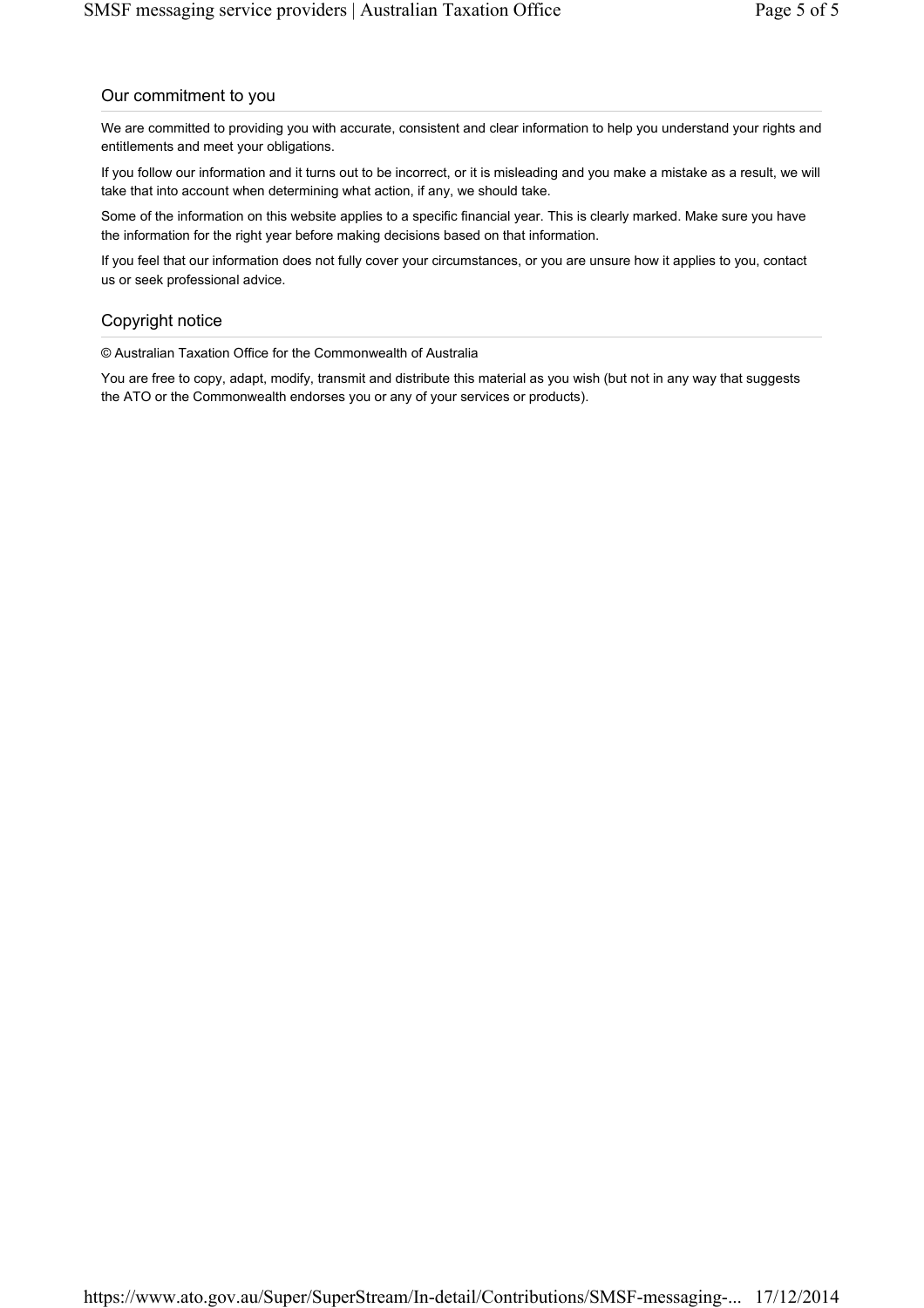## Our commitment to you

We are committed to providing you with accurate, consistent and clear information to help you understand your rights and entitlements and meet your obligations.

If you follow our information and it turns out to be incorrect, or it is misleading and you make a mistake as a result, we will take that into account when determining what action, if any, we should take.

Some of the information on this website applies to a specific financial year. This is clearly marked. Make sure you have the information for the right year before making decisions based on that information.

If you feel that our information does not fully cover your circumstances, or you are unsure how it applies to you, contact us or seek professional advice.

## Copyright notice

© Australian Taxation Office for the Commonwealth of Australia

You are free to copy, adapt, modify, transmit and distribute this material as you wish (but not in any way that suggests the ATO or the Commonwealth endorses you or any of your services or products).